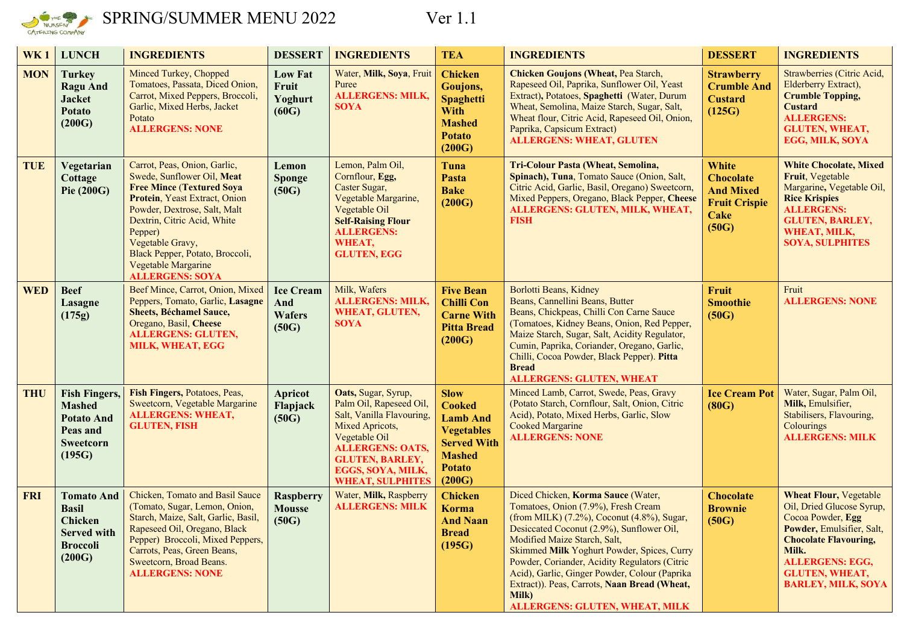# SPRING/SUMMER MENU 2022 Ver 1.1

| WK 1 | LUNCH | INGREDIENTS | DESSERT | INGREDIENTS | TEA | INGREDIENTS | DESSERT | INGREDIENTS |
|---|---|---|---|---|---|---|---|---|
| **MON** | **Turkey Ragu And Jacket Potato (200G)** | Minced Turkey, Chopped Tomatoes, Passata, Diced Onion, Carrot, Mixed Peppers, Broccoli, Garlic, Mixed Herbs, Jacket Potato **ALLERGENS: NONE** | **Low Fat Fruit Yoghurt (60G)** | Water, **Milk, Soya**, Fruit Puree **ALLERGENS: MILK, SOYA** | **Chicken Goujons, Spaghetti With Mashed Potato (200G)** | **Chicken Goujons (Wheat,** Pea Starch, Rapeseed Oil, Paprika, Sunflower Oil, Yeast Extract**)**, Potatoes, **Spaghetti** (Water, Durum Wheat, Semolina, Maize Starch, Sugar, Salt, Wheat flour, Citric Acid, Rapeseed Oil, Onion, Paprika, Capsicum Extract) **ALLERGENS: WHEAT, GLUTEN** | **Strawberry Crumble And Custard (125G)** | Strawberries (Citric Acid, Elderberry Extract), **Crumble Topping, Custard** **ALLERGENS: GLUTEN, WHEAT, EGG, MILK, SOYA** |
| **TUE** | **Vegetarian Cottage Pie (200G)** | Carrot, Peas, Onion, Garlic, Swede, Sunflower Oil, **Meat Free Mince** (**Textured Soya Protein**, Yeast Extract, Onion Powder, Dextrose, Salt, Malt Dextrin, Citric Acid, White Pepper) Vegetable Gravy, Black Pepper, Potato, Broccoli, Vegetable Margarine **ALLERGENS: SOYA** | **Lemon Sponge (50G)** | Lemon, Palm Oil, Cornflour, **Egg,** Caster Sugar, Vegetable Margarine, Vegetable Oil **Self-Raising Flour** **ALLERGENS: WHEAT, GLUTEN, EGG** | **Tuna Pasta Bake (200G)** | **Tri-Colour Pasta (Wheat, Semolina, Spinach), Tuna**, Tomato Sauce (Onion, Salt, Citric Acid, Garlic, Basil, Oregano) Sweetcorn, Mixed Peppers, Oregano, Black Pepper, **Cheese** **ALLERGENS: GLUTEN, MILK, WHEAT, FISH** | **White Chocolate And Mixed Fruit Crispie Cake (50G)** | **White Chocolate, Mixed Fruit**, Vegetable Margarine**,** Vegetable Oil, **Rice Krispies** **ALLERGENS: GLUTEN, BARLEY, WHEAT, MILK, SOYA, SULPHITES** |
| **WED** | **Beef Lasagne (175g)** | Beef Mince, Carrot, Onion, Mixed Peppers, Tomato, Garlic, **Lasagne Sheets, Béchamel Sauce,** Oregano, Basil, **Cheese** **ALLERGENS: GLUTEN, MILK, WHEAT, EGG** | **Ice Cream And Wafers (50G)** | Milk, Wafers **ALLERGENS: MILK, WHEAT, GLUTEN, SOYA** | **Five Bean Chilli Con Carne With Pitta Bread (200G)** | Borlotti Beans, Kidney Beans, Cannellini Beans, Butter Beans, Chickpeas, Chilli Con Carne Sauce (Tomatoes, Kidney Beans, Onion, Red Pepper, Maize Starch, Sugar, Salt, Acidity Regulator, Cumin, Paprika, Coriander, Oregano, Garlic, Chilli, Cocoa Powder, Black Pepper). **Pitta Bread** **ALLERGENS: GLUTEN, WHEAT** | **Fruit Smoothie (50G)** | Fruit **ALLERGENS: NONE** |
| **THU** | **Fish Fingers, Mashed Potato And Peas and Sweetcorn (195G)** | **Fish Fingers,** Potatoes, Peas, Sweetcorn, Vegetable Margarine **ALLERGENS: WHEAT, GLUTEN, FISH** | **Apricot Flapjack (50G)** | **Oats,** Sugar, Syrup, Palm Oil, Rapeseed Oil, Salt, Vanilla Flavouring, Mixed Apricots, Vegetable Oil **ALLERGENS: OATS, GLUTEN, BARLEY, EGGS, SOYA, MILK, WHEAT, SULPHITES** | **Slow Cooked Lamb And Vegetables Served With Mashed Potato (200G)** | Minced Lamb, Carrot, Swede, Peas, Gravy (Potato Starch, Cornflour, Salt, Onion, Citric Acid), Potato, Mixed Herbs, Garlic, Slow Cooked Margarine **ALLERGENS: NONE** | **Ice Cream Pot (80G)** | Water, Sugar, Palm Oil, **Milk,** Emulsifier, Stabilisers, Flavouring, Colourings **ALLERGENS: MILK** |
| **FRI** | **Tomato And Basil Chicken Served with Broccoli (200G)** | Chicken, Tomato and Basil Sauce (Tomato, Sugar, Lemon, Onion, Starch, Maize, Salt, Garlic, Basil, Rapeseed Oil, Oregano, Black Pepper) Broccoli, Mixed Peppers, Carrots, Peas, Green Beans, Sweetcorn, Broad Beans. **ALLERGENS: NONE** | **Raspberry Mousse (50G)** | Water, **Milk,** Raspberry **ALLERGENS: MILK** | **Chicken Korma And Naan Bread (195G)** | Diced Chicken, **Korma Sauce** (Water, Tomatoes, Onion (7.9%), Fresh Cream (from MILK) (7.2%), Coconut (4.8%), Sugar, Desiccated Coconut (2.9%), Sunflower Oil, Modified Maize Starch, Salt, Skimmed **Milk** Yoghurt Powder, Spices, Curry Powder, Coriander, Acidity Regulators (Citric Acid), Garlic, Ginger Powder, Colour (Paprika Extract)). Peas, Carrots, **Naan Bread (Wheat, Milk)** **ALLERGENS: GLUTEN, WHEAT, MILK** | **Chocolate Brownie (50G)** | **Wheat Flour,** Vegetable Oil, Dried Glucose Syrup, Cocoa Powder, **Egg Powder,** Emulsifier, Salt, **Chocolate Flavouring, Milk.** **ALLERGENS: EGG, GLUTEN, WHEAT, BARLEY, MILK, SOYA** |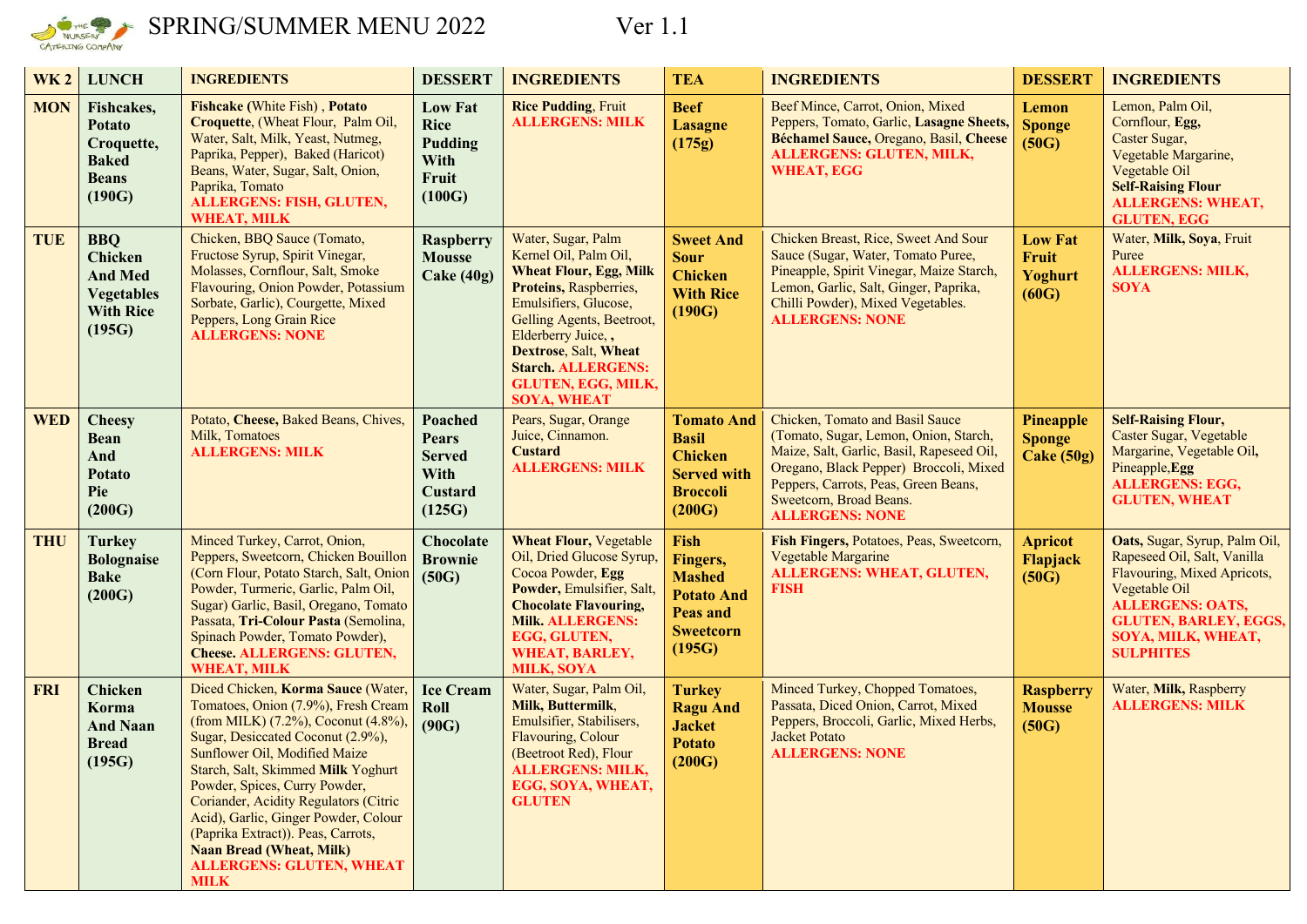# SPRING/SUMMER MENU 2022 Ver 1.1

| WK 2 | LUNCH | INGREDIENTS | DESSERT | INGREDIENTS | TEA | INGREDIENTS | DESSERT | INGREDIENTS |
|---|---|---|---|---|---|---|---|---|
| **MON** | **Fishcakes, Potato Croquette, Baked Beans (190G)** | **Fishcake (**White Fish) , **Potato Croquette**, (Wheat Flour, Palm Oil, Water, Salt, Milk, Yeast, Nutmeg, Paprika, Pepper), Baked (Haricot) Beans, Water, Sugar, Salt, Onion, Paprika, Tomato **ALLERGENS: FISH, GLUTEN, WHEAT, MILK** | **Low Fat Rice Pudding With Fruit (100G)** | **Rice Pudding**, Fruit **ALLERGENS: MILK** | **Beef Lasagne (175g)** | Beef Mince, Carrot, Onion, Mixed Peppers, Tomato, Garlic, **Lasagne Sheets**, **Béchamel Sauce,** Oregano, Basil, **Cheese** **ALLERGENS: GLUTEN, MILK, WHEAT, EGG** | **Lemon Sponge (50G)** | Lemon, Palm Oil, Cornflour, **Egg**, Caster Sugar, Vegetable Margarine, Vegetable Oil **Self-Raising Flour** **ALLERGENS: WHEAT, GLUTEN, EGG** |
| **TUE** | **BBQ Chicken And Med Vegetables With Rice (195G)** | Chicken, BBQ Sauce (Tomato, Fructose Syrup, Spirit Vinegar, Molasses, Cornflour, Salt, Smoke Flavouring, Onion Powder, Potassium Sorbate, Garlic), Courgette, Mixed Peppers, Long Grain Rice **ALLERGENS: NONE** | **Raspberry Mousse Cake (40g)** | Water, Sugar, Palm Kernel Oil, Palm Oil, **Wheat Flour, Egg, Milk Proteins,** Raspberries, Emulsifiers, Glucose, Gelling Agents, Beetroot, Elderberry Juice, , **Dextrose**, Salt, **Wheat Starch.** **ALLERGENS: GLUTEN, EGG, MILK, SOYA, WHEAT** | **Sweet And Sour Chicken With Rice (190G)** | Chicken Breast, Rice, Sweet And Sour Sauce (Sugar, Water, Tomato Puree, Pineapple, Spirit Vinegar, Maize Starch, Lemon, Garlic, Salt, Ginger, Paprika, Chilli Powder), Mixed Vegetables. **ALLERGENS: NONE** | **Low Fat Fruit Yoghurt (60G)** | Water, **Milk, Soya**, Fruit Puree **ALLERGENS: MILK, SOYA** |
| **WED** | **Cheesy Bean And Potato Pie (200G)** | Potato, **Cheese,** Baked Beans, Chives, Milk, Tomatoes **ALLERGENS: MILK** | **Poached Pears Served With Custard (125G)** | Pears, Sugar, Orange Juice, Cinnamon. **Custard** **ALLERGENS: MILK** | **Tomato And Basil Chicken Served with Broccoli (200G)** | Chicken, Tomato and Basil Sauce (Tomato, Sugar, Lemon, Onion, Starch, Maize, Salt, Garlic, Basil, Rapeseed Oil, Oregano, Black Pepper) Broccoli, Mixed Peppers, Carrots, Peas, Green Beans, Sweetcorn, Broad Beans. **ALLERGENS: NONE** | **Pineapple Sponge Cake (50g)** | **Self-Raising Flour,** Caster Sugar, Vegetable Margarine, Vegetable Oil**,** Pineapple,**Egg** **ALLERGENS: EGG, GLUTEN, WHEAT** |
| **THU** | **Turkey Bolognaise Bake (200G)** | Minced Turkey, Carrot, Onion, Peppers, Sweetcorn, Chicken Bouillon (Corn Flour, Potato Starch, Salt, Onion Powder, Turmeric, Garlic, Palm Oil, Sugar) Garlic, Basil, Oregano, Tomato Passata, **Tri-Colour Pasta** (Semolina, Spinach Powder, Tomato Powder), **Cheese.** **ALLERGENS: GLUTEN, WHEAT, MILK** | **Chocolate Brownie (50G)** | **Wheat Flour,** Vegetable Oil, Dried Glucose Syrup, Cocoa Powder, **Egg Powder,** Emulsifier, Salt, **Chocolate Flavouring, Milk.** **ALLERGENS: EGG, GLUTEN, WHEAT, BARLEY, MILK, SOYA** | **Fish Fingers, Mashed Potato And Peas and Sweetcorn (195G)** | **Fish Fingers,** Potatoes, Peas, Sweetcorn, Vegetable Margarine **ALLERGENS: WHEAT, GLUTEN, FISH** | **Apricot Flapjack (50G)** | **Oats**, Sugar, Syrup, Palm Oil, Rapeseed Oil, Salt, Vanilla Flavouring, Mixed Apricots, Vegetable Oil **ALLERGENS: OATS, GLUTEN, BARLEY, EGGS, SOYA, MILK, WHEAT, SULPHITES** |
| **FRI** | **Chicken Korma And Naan Bread (195G)** | Diced Chicken, **Korma Sauce** (Water, Tomatoes, Onion (7.9%), Fresh Cream (from MILK) (7.2%), Coconut (4.8%), Sugar, Desiccated Coconut (2.9%), Sunflower Oil, Modified Maize Starch, Salt, Skimmed **Milk** Yoghurt Powder, Spices, Curry Powder, Coriander, Acidity Regulators (Citric Acid), Garlic, Ginger Powder, Colour (Paprika Extract)). Peas, Carrots, **Naan Bread (Wheat, Milk)** **ALLERGENS: GLUTEN, WHEAT MILK** | **Ice Cream Roll (90G)** | Water, Sugar, Palm Oil, **Milk, Buttermilk**, Emulsifier, Stabilisers, Flavouring, Colour (Beetroot Red), Flour **ALLERGENS: MILK, EGG, SOYA, WHEAT, GLUTEN** | **Turkey Ragu And Jacket Potato (200G)** | Minced Turkey, Chopped Tomatoes, Passata, Diced Onion, Carrot, Mixed Peppers, Broccoli, Garlic, Mixed Herbs, Jacket Potato **ALLERGENS: NONE** | **Raspberry Mousse (50G)** | Water, **Milk,** Raspberry **ALLERGENS: MILK** |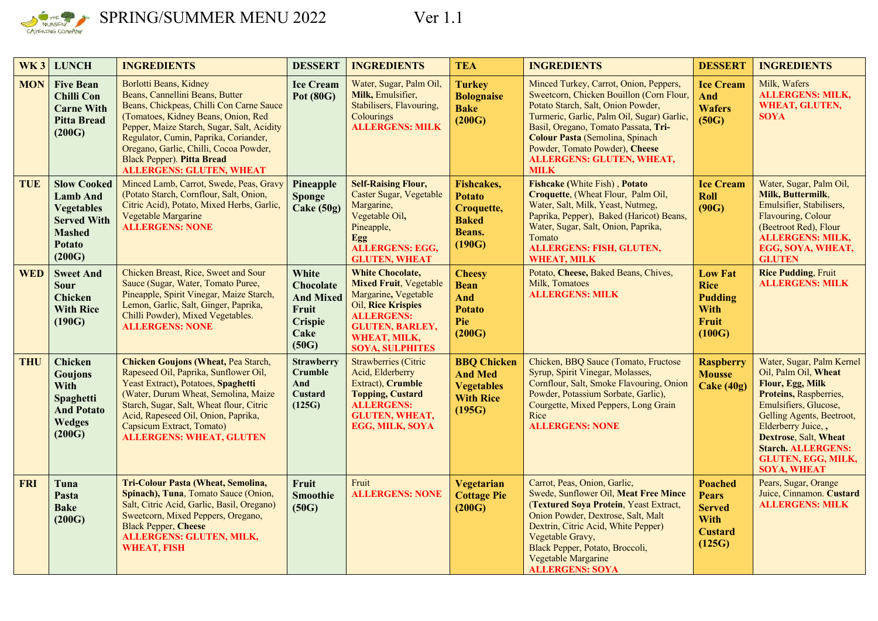# SPRING/SUMMER MENU 2022 Ver 1.1

| WK 3 | LUNCH | INGREDIENTS | DESSERT | INGREDIENTS | TEA | INGREDIENTS | DESSERT | INGREDIENTS |
|---|---|---|---|---|---|---|---|---|
| **MON** | **Five Bean Chilli Con Carne With Pitta Bread (200G)** | Borlotti Beans, Kidney Beans, Cannellini Beans, Butter Beans, Chickpeas, Chilli Con Carne Sauce (Tomatoes, Kidney Beans, Onion, Red Pepper, Maize Starch, Sugar, Salt, Acidity Regulator, Cumin, Paprika, Coriander, Oregano, Garlic, Chilli, Cocoa Powder, Black Pepper). **Pitta Bread** **ALLERGENS: GLUTEN, WHEAT** | **Ice Cream Pot (80G)** | Water, Sugar, Palm Oil, **Milk,** Emulsifier, Stabilisers, Flavouring, Colourings **ALLERGENS: MILK** | **Turkey Bolognaise Bake (200G)** | Minced Turkey, Carrot, Onion, Peppers, Sweetcorn, Chicken Bouillon (Corn Flour, Potato Starch, Salt, Onion Powder, Turmeric, Garlic, Palm Oil, Sugar) Garlic, Basil, Oregano, Tomato Passata, **Tri-Colour Pasta** (Semolina, Spinach Powder, Tomato Powder), **Cheese** **ALLERGENS: GLUTEN, WHEAT, MILK** | **Ice Cream And Wafers (50G)** | Milk, Wafers **ALLERGENS: MILK, WHEAT, GLUTEN, SOYA** |
| **TUE** | **Slow Cooked Lamb And Vegetables Served With Mashed Potato (200G)** | Minced Lamb, Carrot, Swede, Peas, Gravy (Potato Starch, Cornflour, Salt, Onion, Citric Acid), Potato, Mixed Herbs, Garlic, Vegetable Margarine **ALLERGENS: NONE** | **Pineapple Sponge Cake (50g)** | **Self-Raising Flour,** Caster Sugar, Vegetable Margarine, Vegetable Oil**,** Pineapple, **Egg** **ALLERGENS: EGG, GLUTEN, WHEAT** | **Fishcakes, Potato Croquette, Baked Beans. (190G)** | **Fishcake (**White Fish) , **Potato Croquette**, (Wheat Flour, Palm Oil, Water, Salt, Milk, Yeast, Nutmeg, Paprika, Pepper), Baked (Haricot) Beans, Water, Sugar, Salt, Onion, Paprika, Tomato **ALLERGENS: FISH, GLUTEN, WHEAT, MILK** | **Ice Cream Roll (90G)** | Water, Sugar, Palm Oil, **Milk, Buttermilk**, Emulsifier, Stabilisers, Flavouring, Colour (Beetroot Red), Flour **ALLERGENS: MILK, EGG, SOYA, WHEAT, GLUTEN** |
| **WED** | **Sweet And Sour Chicken With Rice (190G)** | Chicken Breast, Rice, Sweet and Sour Sauce (Sugar, Water, Tomato Puree, Pineapple, Spirit Vinegar, Maize Starch, Lemon, Garlic, Salt, Ginger, Paprika, Chilli Powder), Mixed Vegetables. **ALLERGENS: NONE** | **White Chocolate And Mixed Fruit Crispie Cake (50G)** | **White Chocolate, Mixed Fruit**, Vegetable Margarine**,** Vegetable Oil, **Rice Krispies** **ALLERGENS: GLUTEN, BARLEY, WHEAT, MILK, SOYA, SULPHITES** | **Cheesy Bean And Potato Pie (200G)** | Potato, **Cheese,** Baked Beans, Chives, Milk, Tomatoes **ALLERGENS: MILK** | **Low Fat Rice Pudding With Fruit (100G)** | **Rice Pudding**, Fruit **ALLERGENS: MILK** |
| **THU** | **Chicken Goujons With Spaghetti And Potato Wedges (200G)** | **Chicken Goujons (Wheat,** Pea Starch, Rapeseed Oil, Paprika, Sunflower Oil, Yeast Extract**)**, Potatoes, **Spaghetti** (Water, Durum Wheat, Semolina, Maize Starch, Sugar, Salt, Wheat flour, Citric Acid, Rapeseed Oil, Onion, Paprika, Capsicum Extract, Tomato) **ALLERGENS: WHEAT, GLUTEN** | **Strawberry Crumble And Custard (125G)** | Strawberries (Citric Acid, Elderberry Extract), **Crumble Topping, Custard** **ALLERGENS: GLUTEN, WHEAT, EGG, MILK, SOYA** | **BBQ Chicken And Med Vegetables With Rice (195G)** | Chicken, BBQ Sauce (Tomato, Fructose Syrup, Spirit Vinegar, Molasses, Cornflour, Salt, Smoke Flavouring, Onion Powder, Potassium Sorbate, Garlic), Courgette, Mixed Peppers, Long Grain Rice **ALLERGENS: NONE** | **Raspberry Mousse Cake (40g)** | Water, Sugar, Palm Kernel Oil, Palm Oil, **Wheat Flour, Egg, Milk Proteins**, Raspberries, Emulsifiers, Glucose, Gelling Agents, Beetroot, Elderberry Juice, , **Dextrose**, Salt, **Wheat Starch. ALLERGENS: GLUTEN, EGG, MILK, SOYA, WHEAT** |
| **FRI** | **Tuna Pasta Bake (200G)** | **Tri-Colour Pasta (Wheat, Semolina, Spinach), Tuna**, Tomato Sauce (Onion, Salt, Citric Acid, Garlic, Basil, Oregano) Sweetcorn, Mixed Peppers, Oregano, Black Pepper, **Cheese** **ALLERGENS: GLUTEN, MILK, WHEAT, FISH** | **Fruit Smoothie (50G)** | Fruit **ALLERGENS: NONE** | **Vegetarian Cottage Pie (200G)** | Carrot, Peas, Onion, Garlic, Swede, Sunflower Oil, **Meat Free Mince** (**Textured Soya Protein**, Yeast Extract, Onion Powder, Dextrose, Salt, Malt Dextrin, Citric Acid, White Pepper) Vegetable Gravy, Black Pepper, Potato, Broccoli, Vegetable Margarine **ALLERGENS: SOYA** | **Poached Pears Served With Custard (125G)** | Pears, Sugar, Orange Juice, Cinnamon. **Custard** **ALLERGENS: MILK** |